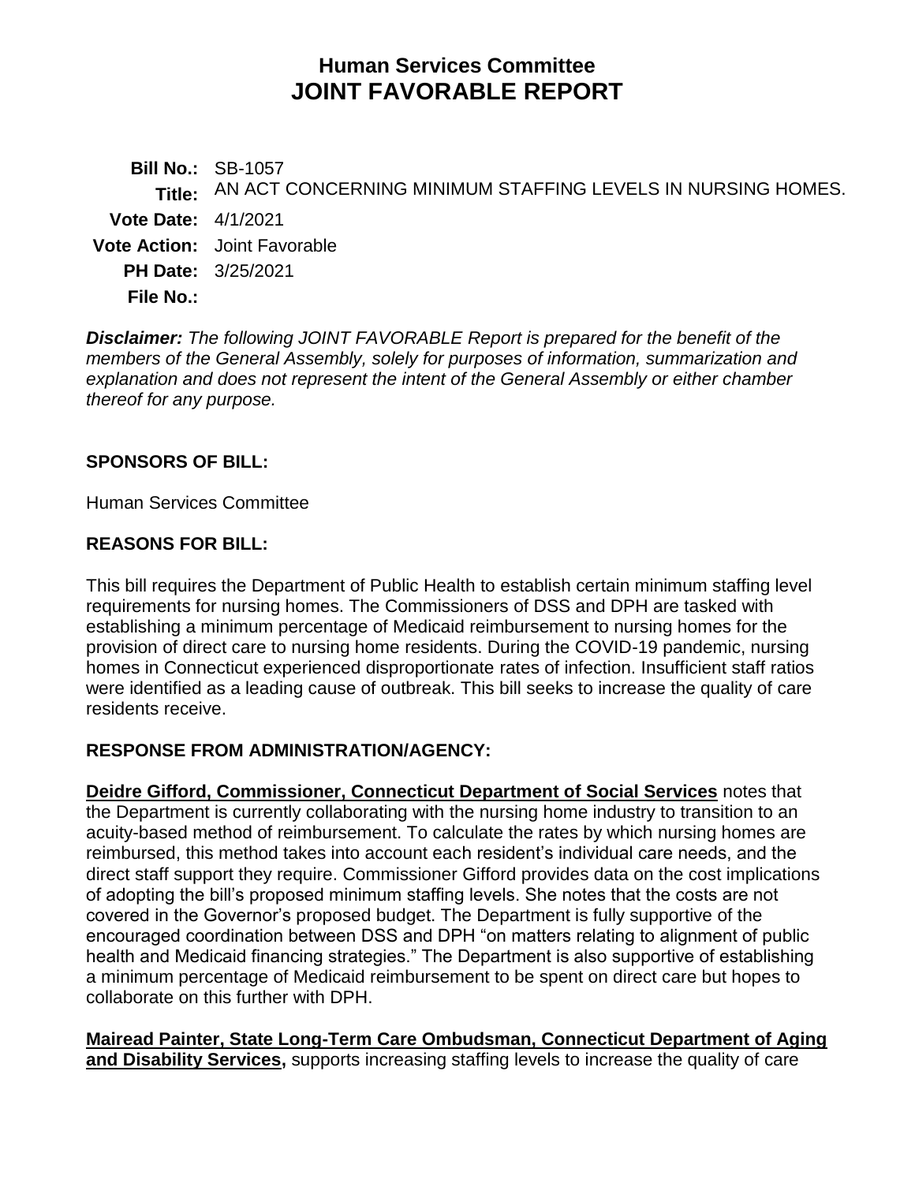# Human Services Committee
# JOINT FAVORABLE REPORT

**Bill No.:** SB-1057
**Title:** AN ACT CONCERNING MINIMUM STAFFING LEVELS IN NURSING HOMES.
**Vote Date:** 4/1/2021
**Vote Action:** Joint Favorable
**PH Date:** 3/25/2021
**File No.:**

***Disclaimer:*** *The following JOINT FAVORABLE Report is prepared for the benefit of the members of the General Assembly, solely for purposes of information, summarization and explanation and does not represent the intent of the General Assembly or either chamber thereof for any purpose.*

## SPONSORS OF BILL:

Human Services Committee

## REASONS FOR BILL:

This bill requires the Department of Public Health to establish certain minimum staffing level requirements for nursing homes. The Commissioners of DSS and DPH are tasked with establishing a minimum percentage of Medicaid reimbursement to nursing homes for the provision of direct care to nursing home residents. During the COVID-19 pandemic, nursing homes in Connecticut experienced disproportionate rates of infection. Insufficient staff ratios were identified as a leading cause of outbreak. This bill seeks to increase the quality of care residents receive.

## RESPONSE FROM ADMINISTRATION/AGENCY:

**Deidre Gifford, Commissioner, Connecticut Department of Social Services** notes that the Department is currently collaborating with the nursing home industry to transition to an acuity-based method of reimbursement. To calculate the rates by which nursing homes are reimbursed, this method takes into account each resident's individual care needs, and the direct staff support they require. Commissioner Gifford provides data on the cost implications of adopting the bill's proposed minimum staffing levels. She notes that the costs are not covered in the Governor's proposed budget. The Department is fully supportive of the encouraged coordination between DSS and DPH "on matters relating to alignment of public health and Medicaid financing strategies." The Department is also supportive of establishing a minimum percentage of Medicaid reimbursement to be spent on direct care but hopes to collaborate on this further with DPH.

**Mairead Painter, State Long-Term Care Ombudsman, Connecticut Department of Aging and Disability Services,** supports increasing staffing levels to increase the quality of care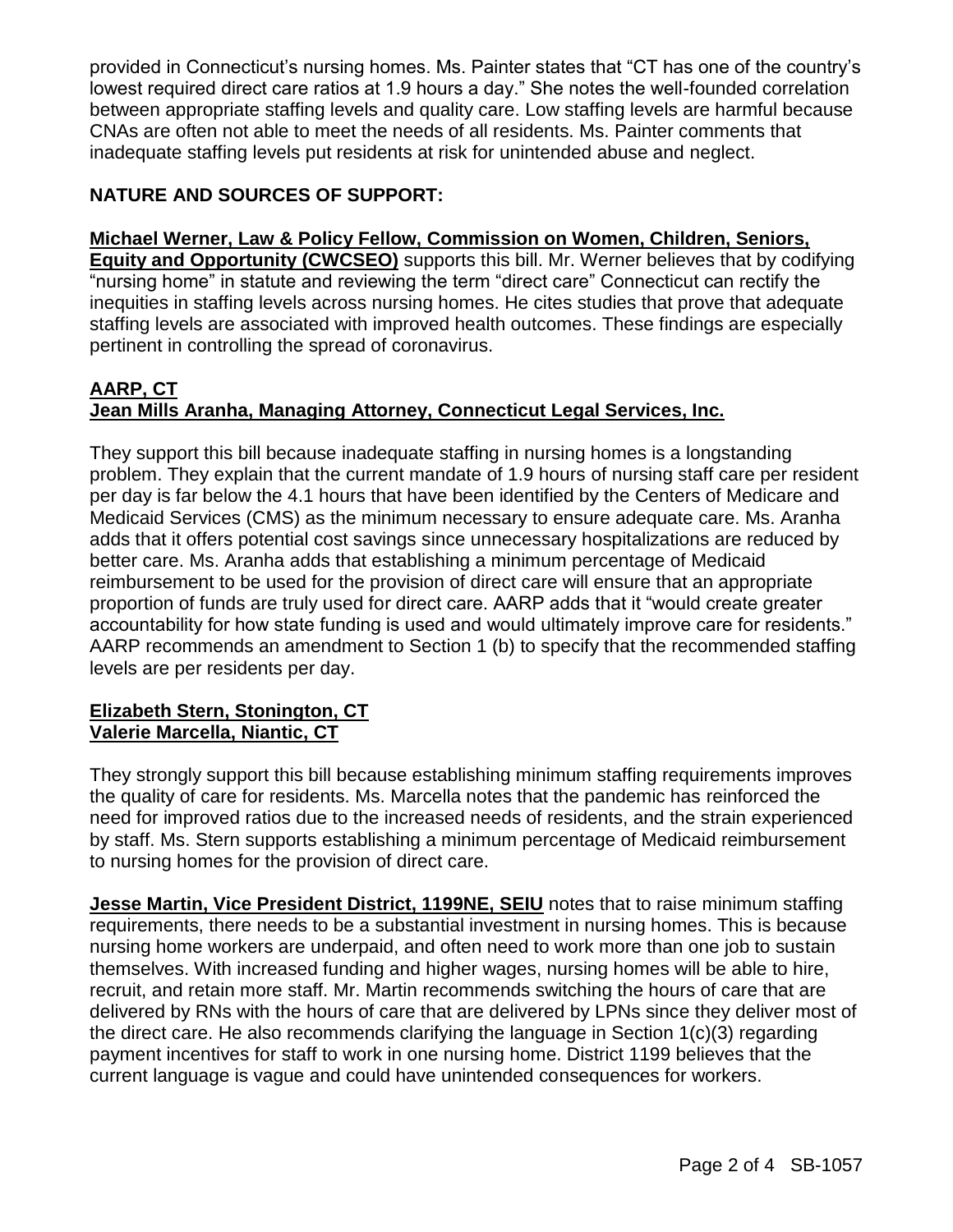provided in Connecticut's nursing homes. Ms. Painter states that "CT has one of the country's lowest required direct care ratios at 1.9 hours a day." She notes the well-founded correlation between appropriate staffing levels and quality care. Low staffing levels are harmful because CNAs are often not able to meet the needs of all residents. Ms. Painter comments that inadequate staffing levels put residents at risk for unintended abuse and neglect.

## NATURE AND SOURCES OF SUPPORT:

**Michael Werner, Law & Policy Fellow, Commission on Women, Children, Seniors, Equity and Opportunity (CWCSEO)** supports this bill. Mr. Werner believes that by codifying "nursing home" in statute and reviewing the term "direct care" Connecticut can rectify the inequities in staffing levels across nursing homes. He cites studies that prove that adequate staffing levels are associated with improved health outcomes. These findings are especially pertinent in controlling the spread of coronavirus.

**AARP, CT**
**Jean Mills Aranha, Managing Attorney, Connecticut Legal Services, Inc.**

They support this bill because inadequate staffing in nursing homes is a longstanding problem. They explain that the current mandate of 1.9 hours of nursing staff care per resident per day is far below the 4.1 hours that have been identified by the Centers of Medicare and Medicaid Services (CMS) as the minimum necessary to ensure adequate care. Ms. Aranha adds that it offers potential cost savings since unnecessary hospitalizations are reduced by better care. Ms. Aranha adds that establishing a minimum percentage of Medicaid reimbursement to be used for the provision of direct care will ensure that an appropriate proportion of funds are truly used for direct care. AARP adds that it "would create greater accountability for how state funding is used and would ultimately improve care for residents." AARP recommends an amendment to Section 1 (b) to specify that the recommended staffing levels are per residents per day.

**Elizabeth Stern, Stonington, CT**
**Valerie Marcella, Niantic, CT**

They strongly support this bill because establishing minimum staffing requirements improves the quality of care for residents. Ms. Marcella notes that the pandemic has reinforced the need for improved ratios due to the increased needs of residents, and the strain experienced by staff. Ms. Stern supports establishing a minimum percentage of Medicaid reimbursement to nursing homes for the provision of direct care.

**Jesse Martin, Vice President District, 1199NE, SEIU** notes that to raise minimum staffing requirements, there needs to be a substantial investment in nursing homes. This is because nursing home workers are underpaid, and often need to work more than one job to sustain themselves. With increased funding and higher wages, nursing homes will be able to hire, recruit, and retain more staff. Mr. Martin recommends switching the hours of care that are delivered by RNs with the hours of care that are delivered by LPNs since they deliver most of the direct care. He also recommends clarifying the language in Section 1(c)(3) regarding payment incentives for staff to work in one nursing home. District 1199 believes that the current language is vague and could have unintended consequences for workers.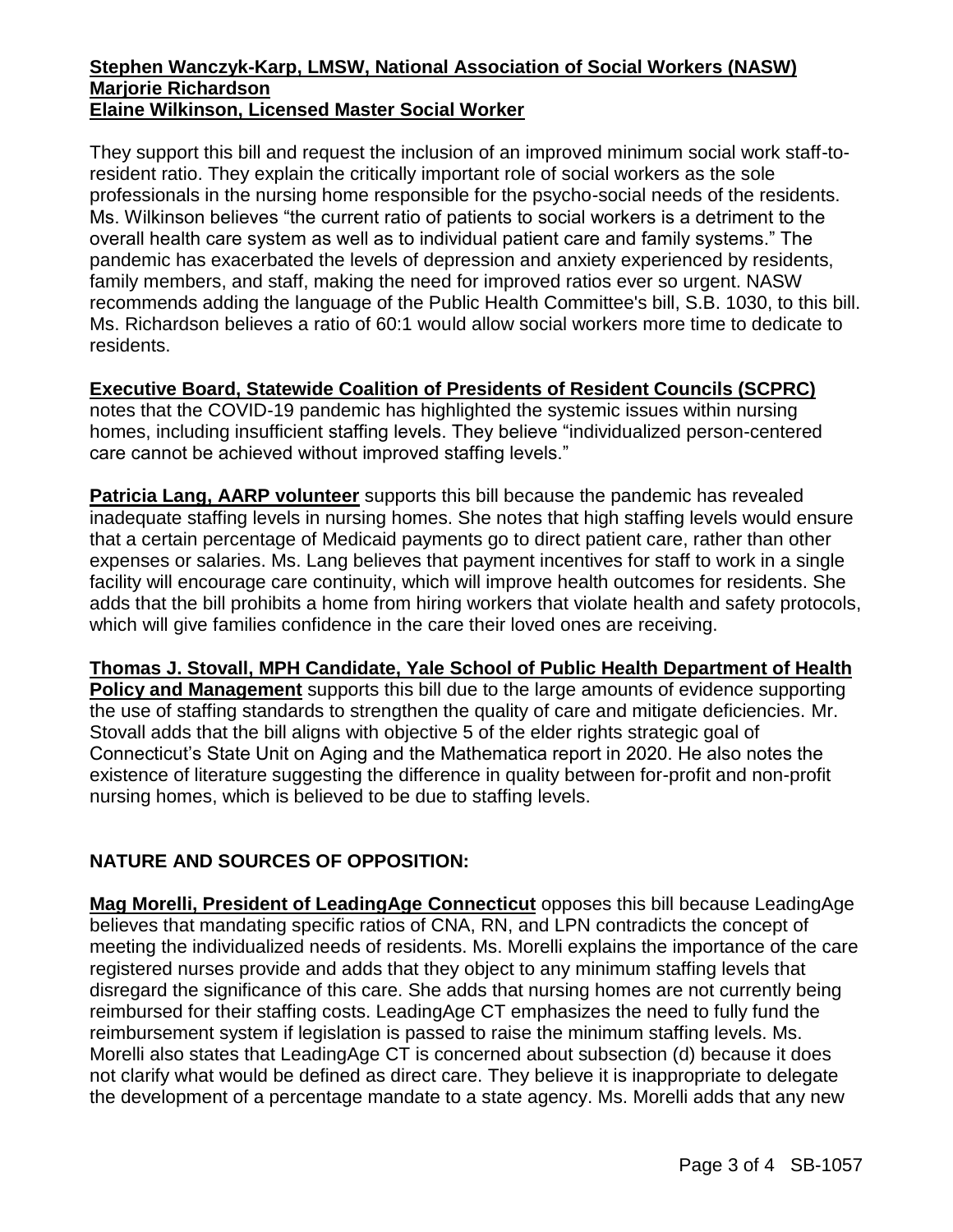**Stephen Wanczyk-Karp, LMSW, National Association of Social Workers (NASW)**
**Marjorie Richardson**
**Elaine Wilkinson, Licensed Master Social Worker**

They support this bill and request the inclusion of an improved minimum social work staff-to-resident ratio. They explain the critically important role of social workers as the sole professionals in the nursing home responsible for the psycho-social needs of the residents. Ms. Wilkinson believes "the current ratio of patients to social workers is a detriment to the overall health care system as well as to individual patient care and family systems." The pandemic has exacerbated the levels of depression and anxiety experienced by residents, family members, and staff, making the need for improved ratios ever so urgent. NASW recommends adding the language of the Public Health Committee's bill, S.B. 1030, to this bill. Ms. Richardson believes a ratio of 60:1 would allow social workers more time to dedicate to residents.

**Executive Board, Statewide Coalition of Presidents of Resident Councils (SCPRC)** notes that the COVID-19 pandemic has highlighted the systemic issues within nursing homes, including insufficient staffing levels. They believe "individualized person-centered care cannot be achieved without improved staffing levels."

**Patricia Lang, AARP volunteer** supports this bill because the pandemic has revealed inadequate staffing levels in nursing homes. She notes that high staffing levels would ensure that a certain percentage of Medicaid payments go to direct patient care, rather than other expenses or salaries. Ms. Lang believes that payment incentives for staff to work in a single facility will encourage care continuity, which will improve health outcomes for residents. She adds that the bill prohibits a home from hiring workers that violate health and safety protocols, which will give families confidence in the care their loved ones are receiving.

**Thomas J. Stovall, MPH Candidate, Yale School of Public Health Department of Health Policy and Management** supports this bill due to the large amounts of evidence supporting the use of staffing standards to strengthen the quality of care and mitigate deficiencies. Mr. Stovall adds that the bill aligns with objective 5 of the elder rights strategic goal of Connecticut's State Unit on Aging and the Mathematica report in 2020. He also notes the existence of literature suggesting the difference in quality between for-profit and non-profit nursing homes, which is believed to be due to staffing levels.

## NATURE AND SOURCES OF OPPOSITION:

**Mag Morelli, President of LeadingAge Connecticut** opposes this bill because LeadingAge believes that mandating specific ratios of CNA, RN, and LPN contradicts the concept of meeting the individualized needs of residents. Ms. Morelli explains the importance of the care registered nurses provide and adds that they object to any minimum staffing levels that disregard the significance of this care. She adds that nursing homes are not currently being reimbursed for their staffing costs. LeadingAge CT emphasizes the need to fully fund the reimbursement system if legislation is passed to raise the minimum staffing levels. Ms. Morelli also states that LeadingAge CT is concerned about subsection (d) because it does not clarify what would be defined as direct care. They believe it is inappropriate to delegate the development of a percentage mandate to a state agency. Ms. Morelli adds that any new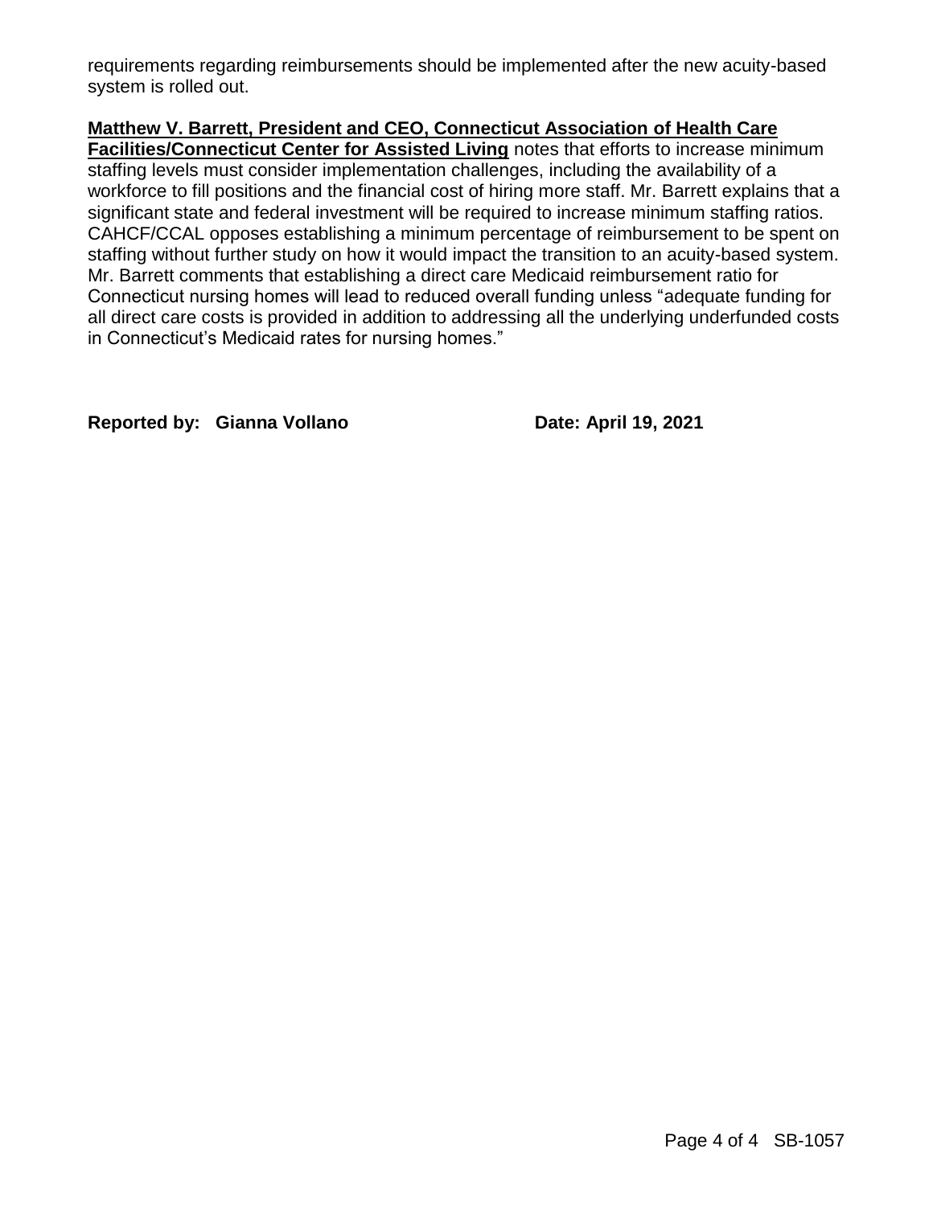requirements regarding reimbursements should be implemented after the new acuity-based system is rolled out.

**Matthew V. Barrett, President and CEO, Connecticut Association of Health Care Facilities/Connecticut Center for Assisted Living** notes that efforts to increase minimum staffing levels must consider implementation challenges, including the availability of a workforce to fill positions and the financial cost of hiring more staff. Mr. Barrett explains that a significant state and federal investment will be required to increase minimum staffing ratios. CAHCF/CCAL opposes establishing a minimum percentage of reimbursement to be spent on staffing without further study on how it would impact the transition to an acuity-based system. Mr. Barrett comments that establishing a direct care Medicaid reimbursement ratio for Connecticut nursing homes will lead to reduced overall funding unless "adequate funding for all direct care costs is provided in addition to addressing all the underlying underfunded costs in Connecticut's Medicaid rates for nursing homes."

**Reported by: Gianna Vollano** **Date: April 19, 2021**